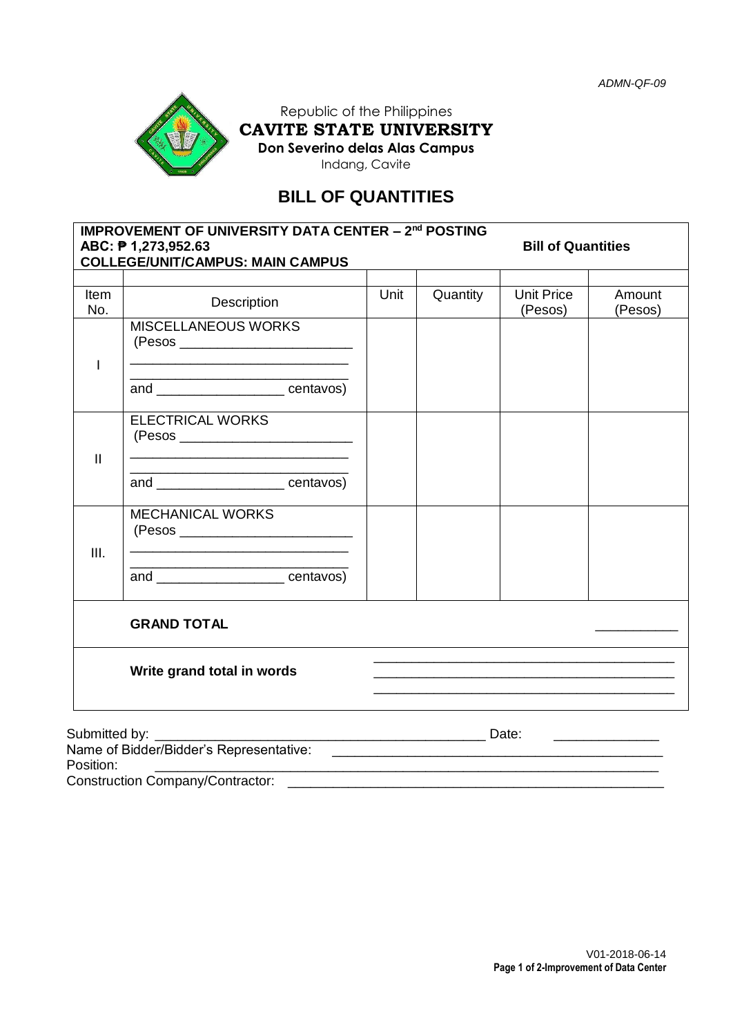*ADMN-QF-09*

Republic of the Philippines
**CAVITE STATE UNIVERSITY**
**Don Severino delas Alas Campus**
Indang, Cavite

# BILL OF QUANTITIES

**IMPROVEMENT OF UNIVERSITY DATA CENTER – 2nd POSTING**
**ABC: ₱ 1,273,952.63** **Bill of Quantities**
**COLLEGE/UNIT/CAMPUS: MAIN CAMPUS**

| Item No. | Description | Unit | Quantity | Unit Price (Pesos) | Amount (Pesos) |
|---|---|---|---|---|---|
| I | MISCELLANEOUS WORKS (Pesos ________________________ ______________________________ ______________________________ and _________________ centavos) | | | | |
| II | ELECTRICAL WORKS (Pesos ________________________ ______________________________ ______________________________ and _________________ centavos) | | | | |
| III. | MECHANICAL WORKS (Pesos ________________________ ______________________________ ______________________________ and _________________ centavos) | | | | |
| | **GRAND TOTAL** | | | | ___________ |
| | **Write grand total in words** | ______________________________________________ | | | |

Submitted by: _____________________________________________ Date: ______________
Name of Bidder/Bidder's Representative: _____________________________________________
Position: _______________________________________________________________________
Construction Company/Contractor: ___________________________________________________

V01-2018-06-14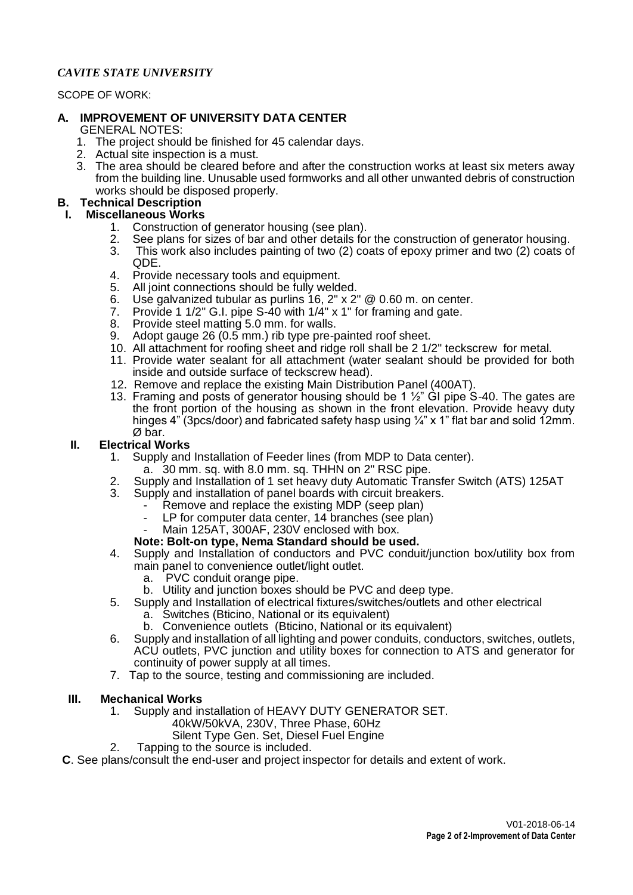*CAVITE STATE UNIVERSITY*

SCOPE OF WORK:

## A. IMPROVEMENT OF UNIVERSITY DATA CENTER

GENERAL NOTES:

1. The project should be finished for 45 calendar days.
2. Actual site inspection is a must.
3. The area should be cleared before and after the construction works at least six meters away from the building line. Unusable used formworks and all other unwanted debris of construction works should be disposed properly.

## B. Technical Description

### I. Miscellaneous Works

1. Construction of generator housing (see plan).
2. See plans for sizes of bar and other details for the construction of generator housing.
3. This work also includes painting of two (2) coats of epoxy primer and two (2) coats of QDE.
4. Provide necessary tools and equipment.
5. All joint connections should be fully welded.
6. Use galvanized tubular as purlins 16, 2" x 2" @ 0.60 m. on center.
7. Provide 1 1/2" G.I. pipe S-40 with 1/4" x 1" for framing and gate.
8. Provide steel matting 5.0 mm. for walls.
9. Adopt gauge 26 (0.5 mm.) rib type pre-painted roof sheet.
10. All attachment for roofing sheet and ridge roll shall be 2 1/2" teckscrew for metal.
11. Provide water sealant for all attachment (water sealant should be provided for both inside and outside surface of teckscrew head).
12. Remove and replace the existing Main Distribution Panel (400AT).
13. Framing and posts of generator housing should be 1 ½" GI pipe S-40. The gates are the front portion of the housing as shown in the front elevation. Provide heavy duty hinges 4" (3pcs/door) and fabricated safety hasp using ¼" x 1" flat bar and solid 12mm. Ø bar.

### II. Electrical Works

1. Supply and Installation of Feeder lines (from MDP to Data center).
   a. 30 mm. sq. with 8.0 mm. sq. THHN on 2" RSC pipe.
2. Supply and Installation of 1 set heavy duty Automatic Transfer Switch (ATS) 125AT
3. Supply and installation of panel boards with circuit breakers.
   - Remove and replace the existing MDP (seep plan)
   - LP for computer data center, 14 branches (see plan)
   - Main 125AT, 300AF, 230V enclosed with box.

   **Note: Bolt-on type, Nema Standard should be used.**
4. Supply and Installation of conductors and PVC conduit/junction box/utility box from main panel to convenience outlet/light outlet.
   a. PVC conduit orange pipe.
   b. Utility and junction boxes should be PVC and deep type.
5. Supply and Installation of electrical fixtures/switches/outlets and other electrical
   a. Switches (Bticino, National or its equivalent)
   b. Convenience outlets (Bticino, National or its equivalent)
6. Supply and installation of all lighting and power conduits, conductors, switches, outlets, ACU outlets, PVC junction and utility boxes for connection to ATS and generator for continuity of power supply at all times.
7. Tap to the source, testing and commissioning are included.

### III. Mechanical Works

1. Supply and installation of HEAVY DUTY GENERATOR SET.
   40kW/50kVA, 230V, Three Phase, 60Hz
   Silent Type Gen. Set, Diesel Fuel Engine
2. Tapping to the source is included.

**C**. See plans/consult the end-user and project inspector for details and extent of work.